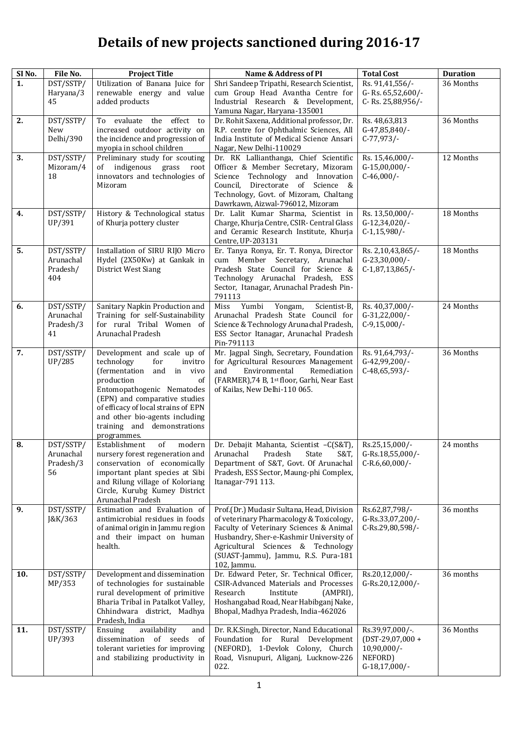# Details of new projects sanctioned during 2016-17

| SI No. | File No. | Project Title | Name & Address of PI | Total Cost | Duration |
|---|---|---|---|---|---|
| 1. | DST/SSTP/ Haryana/345 | Utilization of Banana Juice for renewable energy and value added products | Shri Sandeep Tripathi, Research Scientist, cum Group Head Avantha Centre for Industrial Research & Development, Yamuna Nagar, Haryana-135001 | Rs. 91,41,556/- G- Rs. 65,52,600/- C- Rs. 25,88,956/- | 36 Months |
| 2. | DST/SSTP/ New Delhi/390 | To evaluate the effect to increased outdoor activity on the incidence and progression of myopia in school children | Dr. Rohit Saxena, Additional professor, Dr. R.P. centre for Ophthalmic Sciences, All India Institute of Medical Science Ansari Nagar, New Delhi-110029 | Rs. 48,63,813 G-47,85,840/- C-77,973/- | 36 Months |
| 3. | DST/SSTP/ Mizoram/418 | Preliminary study for scouting of indigenous grass root innovators and technologies of Mizoram | Dr. RK Lallianthanga, Chief Scientific Officer & Member Secretary, Mizoram Science Technology and Innovation Council, Directorate of Science & Technology, Govt. of Mizoram, Chaltang Dawrkawn, Aizwal-796012, Mizoram | Rs. 15,46,000/- G-15,00,000/- C-46,000/- | 12 Months |
| 4. | DST/SSTP/ UP/391 | History & Technological status of Khurja pottery cluster | Dr. Lalit Kumar Sharma, Scientist in Charge, Khurja Centre, CSIR- Central Glass and Ceramic Research Institute, Khurja Centre, UP-203131 | Rs. 13,50,000/- G-12,34,020/- C-1,15,980/- | 18 Months |
| 5. | DST/SSTP/ Arunachal Pradesh/ 404 | Installation of SIRU RIJO Micro Hydel (2X50Kw) at Gankak in District West Siang | Er. Tanya Ronya, Er. T. Ronya, Director cum Member Secretary, Arunachal Pradesh State Council for Science & Technology Arunachal Pradesh, ESS Sector, Itanagar, Arunachal Pradesh Pin-791113 | Rs. 2,10,43,865/- G-23,30,000/- C-1,87,13,865/- | 18 Months |
| 6. | DST/SSTP/ Arunachal Pradesh/341 | Sanitary Napkin Production and Training for self-Sustainability for rural Tribal Women of Arunachal Pradesh | Miss Yumbi Yongam, Scientist-B, Arunachal Pradesh State Council for Science & Technology Arunachal Pradesh, ESS Sector Itanagar, Arunachal Pradesh Pin-791113 | Rs. 40,37,000/- G-31,22,000/- C-9,15,000/- | 24 Months |
| 7. | DST/SSTP/ UP/285 | Development and scale up of technology for invitro (fermentation and in vivo production of Entomopathogenic Nematodes (EPN) and comparative studies of efficacy of local strains of EPN and other bio-agents including training and demonstrations programmes. | Mr. Jagpal Singh, Secretary, Foundation for Agricultural Resources Management and Environmental Remediation (FARMER),74 B, 1st floor, Garhi, Near East of Kailas, New Delhi-110 065. | Rs. 91,64,793/- G-42,99,200/- C-48,65,593/- | 36 Months |
| 8. | DST/SSTP/ Arunachal Pradesh/356 | Establishment of modern nursery forest regeneration and conservation of economically important plant species at Sibi and Rilung village of Koloriang Circle, Kurubg Kumey District Arunachal Pradesh | Dr. Debajit Mahanta, Scientist –C(S&T), Arunachal Pradesh State S&T, Department of S&T, Govt. Of Arunachal Pradesh, ESS Sector, Maung-phi Complex, Itanagar-791 113. | Rs.25,15,000/- G-Rs.18,55,000/- C-R.6,60,000/- | 24 months |
| 9. | DST/SSTP/ J&K/363 | Estimation and Evaluation of antimicrobial residues in foods of animal origin in Jammu region and their impact on human health. | Prof.(Dr.) Mudasir Sultana, Head, Division of veterinary Pharmacology & Toxicology, Faculty of Veterinary Sciences & Animal Husbandry, Sher-e-Kashmir University of Agricultural Sciences & Technology (SUAST-Jammu), Jammu, R.S. Pura-181 102, Jammu. | Rs.62,87,798/- G-Rs.33,07,200/- C-Rs.29,80,598/- | 36 months |
| 10. | DST/SSTP/ MP/353 | Development and dissemination of technologies for sustainable rural development of primitive Bharia Tribal in Patalkot Valley, Chhindwara district, Madhya Pradesh, India | Dr. Edward Peter, Sr. Technical Officer, CSIR-Advanced Materials and Processes Research Institute (AMPRI), Hoshangabad Road, Near Habibganj Nake, Bhopal, Madhya Pradesh, India-462026 | Rs.20,12,000/- G-Rs.20,12,000/- | 36 months |
| 11. | DST/SSTP/ UP/393 | Ensuing availability and dissemination of seeds of tolerant varieties for improving and stabilizing productivity in | Dr. R.K.Singh, Director, Nand Educational Foundation for Rural Development (NEFORD), 1-Devlok Colony, Church Road, Visnupuri, Aliganj, Lucknow-226 022. | Rs.39,97,000/-. (DST-29,07,000 + 10,90,000/- NEFORD) G-18,17,000/- | 36 Months |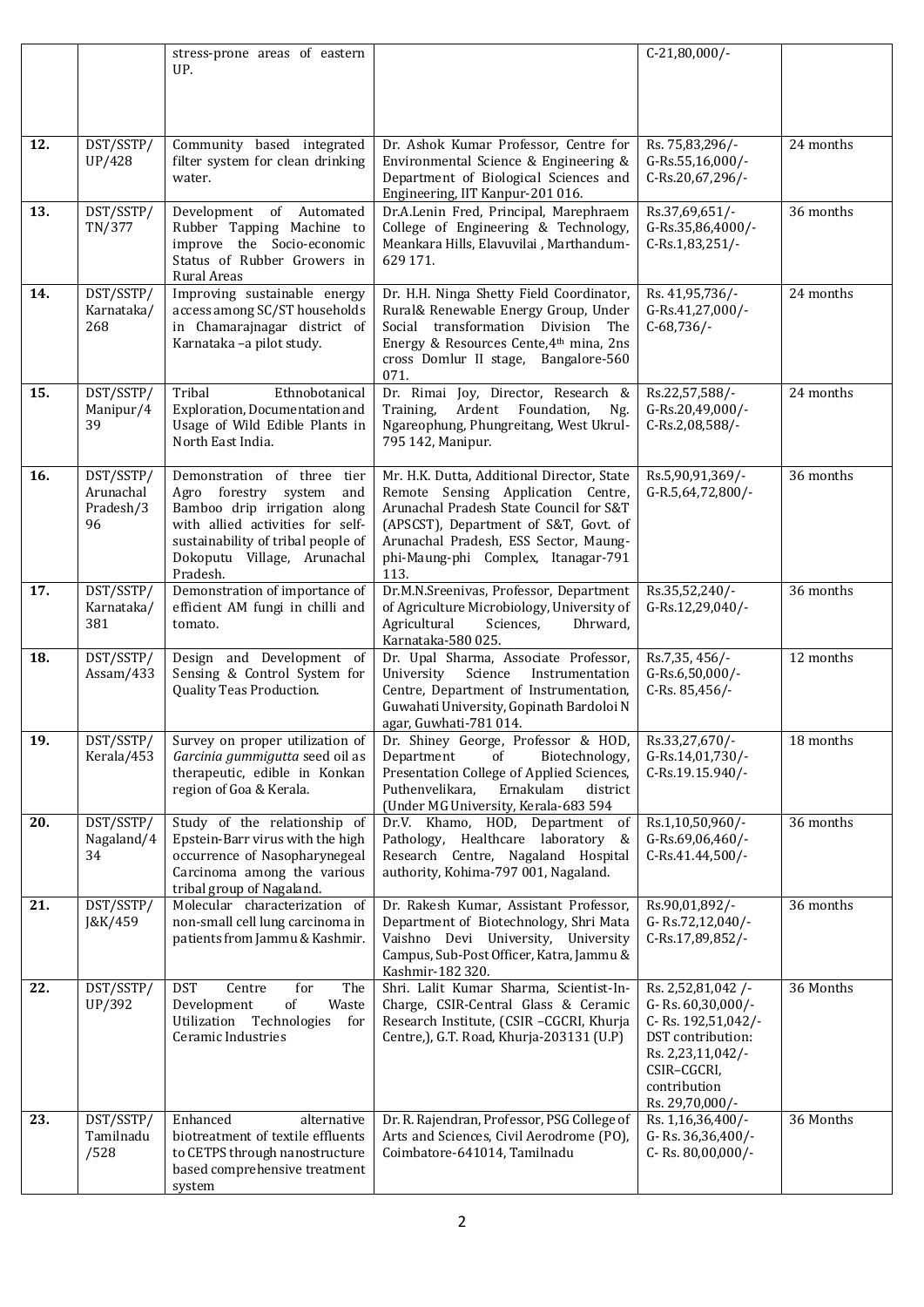| | | stress-prone areas of eastern UP. | | C-21,80,000/- | |
|---|---|---|---|---|---|
| **12.** | DST/SSTP/ UP/428 | Community based integrated filter system for clean drinking water. | Dr. Ashok Kumar Professor, Centre for Environmental Science & Engineering & Department of Biological Sciences and Engineering, IIT Kanpur-201 016. | Rs. 75,83,296/- G-Rs.55,16,000/- C-Rs.20,67,296/- | 24 months |
| **13.** | DST/SSTP/ TN/377 | Development of Automated Rubber Tapping Machine to improve the Socio-economic Status of Rubber Growers in Rural Areas | Dr.A.Lenin Fred, Principal, Marephraem College of Engineering & Technology, Meankara Hills, Elavuvilai , Marthandum-629 171. | Rs.37,69,651/- G-Rs.35,86,4000/- C-Rs.1,83,251/- | 36 months |
| **14.** | DST/SSTP/ Karnataka/ 268 | Improving sustainable energy access among SC/ST households in Chamarajnagar district of Karnataka –a pilot study. | Dr. H.H. Ninga Shetty Field Coordinator, Rural& Renewable Energy Group, Under Social transformation Division The Energy & Resources Cente,4th mina, 2ns cross Domlur II stage, Bangalore-560 071. | Rs. 41,95,736/- G-Rs.41,27,000/- C-68,736/- | 24 months |
| **15.** | DST/SSTP/ Manipur/4 39 | Tribal Ethnobotanical Exploration, Documentation and Usage of Wild Edible Plants in North East India. | Dr. Rimai Joy, Director, Research & Training, Ardent Foundation, Ng. Ngareophung, Phungreitang, West Ukrul-795 142, Manipur. | Rs.22,57,588/- G-Rs.20,49,000/- C-Rs.2,08,588/- | 24 months |
| **16.** | DST/SSTP/ Arunachal Pradesh/3 96 | Demonstration of three tier Agro forestry system and Bamboo drip irrigation along with allied activities for self-sustainability of tribal people of Dokoputu Village, Arunachal Pradesh. | Mr. H.K. Dutta, Additional Director, State Remote Sensing Application Centre, Arunachal Pradesh State Council for S&T (APSCST), Department of S&T, Govt. of Arunachal Pradesh, ESS Sector, Maung-phi-Maung-phi Complex, Itanagar-791 113. | Rs.5,90,91,369/- G-R.5,64,72,800/- | 36 months |
| **17.** | DST/SSTP/ Karnataka/ 381 | Demonstration of importance of efficient AM fungi in chilli and tomato. | Dr.M.N.Sreenivas, Professor, Department of Agriculture Microbiology, University of Agricultural Sciences, Dhrward, Karnataka-580 025. | Rs.35,52,240/- G-Rs.12,29,040/- | 36 months |
| **18.** | DST/SSTP/ Assam/433 | Design and Development of Sensing & Control System for Quality Teas Production. | Dr. Upal Sharma, Associate Professor, University Science Instrumentation Centre, Department of Instrumentation, Guwahati University, Gopinath Bardoloi N agar, Guwahati-781 014. | Rs.7,35, 456/- G-Rs.6,50,000/- C-Rs. 85,456/- | 12 months |
| **19.** | DST/SSTP/ Kerala/453 | Survey on proper utilization of *Garcinia gummigutta* seed oil as therapeutic, edible in Konkan region of Goa & Kerala. | Dr. Shiney George, Professor & HOD, Department of Biotechnology, Presentation College of Applied Sciences, Puthenvelikara, Ernakulam district (Under MG University, Kerala-683 594 | Rs.33,27,670/- G-Rs.14,01,730/- C-Rs.19.15.940/- | 18 months |
| **20.** | DST/SSTP/ Nagaland/4 34 | Study of the relationship of Epstein-Barr virus with the high occurrence of Nasopharynegeal Carcinoma among the various tribal group of Nagaland. | Dr.V. Khamo, HOD, Department of Pathology, Healthcare laboratory & Research Centre, Nagaland Hospital authority, Kohima-797 001, Nagaland. | Rs.1,10,50,960/- G-Rs.69,06,460/- C-Rs.41.44,500/- | 36 months |
| **21.** | DST/SSTP/ J&K/459 | Molecular characterization of non-small cell lung carcinoma in patients from Jammu & Kashmir. | Dr. Rakesh Kumar, Assistant Professor, Department of Biotechnology, Shri Mata Vaishno Devi University, University Campus, Sub-Post Officer, Katra, Jammu & Kashmir-182 320. | Rs.90,01,892/- G- Rs.72,12,040/- C-Rs.17,89,852/- | 36 months |
| **22.** | DST/SSTP/ UP/392 | DST Centre for The Development of Waste Utilization Technologies for Ceramic Industries | Shri. Lalit Kumar Sharma, Scientist-In-Charge, CSIR-Central Glass & Ceramic Research Institute, (CSIR –CGCRI, Khurja Centre,), G.T. Road, Khurja-203131 (U.P) | Rs. 2,52,81,042 /- G- Rs. 60,30,000/- C- Rs. 192,51,042/- DST contribution: Rs. 2,23,11,042/- CSIR–CGCRI, contribution Rs. 29,70,000/- | 36 Months |
| **23.** | DST/SSTP/ Tamilnadu /528 | Enhanced alternative biotreatment of textile effluents to CETPS through nanostructure based comprehensive treatment system | Dr. R. Rajendran, Professor, PSG College of Arts and Sciences, Civil Aerodrome (PO), Coimbatore-641014, Tamilnadu | Rs. 1,16,36,400/- G- Rs. 36,36,400/- C- Rs. 80,00,000/- | 36 Months |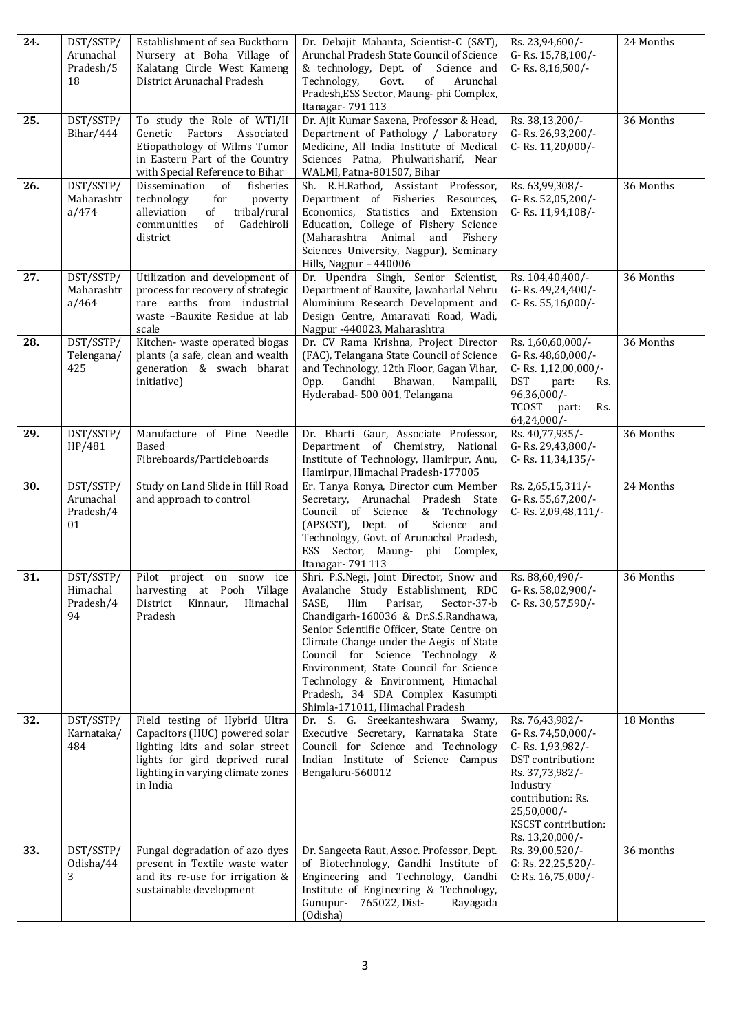| | | | | | |
|---|---|---|---|---|---|
| **24.** | DST/SSTP/ Arunachal Pradesh/518 | Establishment of sea Buckthorn Nursery at Boha Village of Kalatang Circle West Kameng District Arunachal Pradesh | Dr. Debajit Mahanta, Scientist-C (S&T), Arunchal Pradesh State Council of Science & technology, Dept. of Science and Technology, Govt. of Arunachal Pradesh,ESS Sector, Maung- phi Complex, Itanagar- 791 113 | Rs. 23,94,600/-<br>G- Rs. 15,78,100/-<br>C- Rs. 8,16,500/- | 24 Months |
| **25.** | DST/SSTP/ Bihar/444 | To study the Role of WTI/II Genetic Factors Associated Etiopathology of Wilms Tumor in Eastern Part of the Country with Special Reference to Bihar | Dr. Ajit Kumar Saxena, Professor & Head, Department of Pathology / Laboratory Medicine, All India Institute of Medical Sciences Patna, Phulwarisharif, Near WALMI, Patna-801507, Bihar | Rs. 38,13,200/-<br>G- Rs. 26,93,200/-<br>C- Rs. 11,20,000/- | 36 Months |
| **26.** | DST/SSTP/ Maharashtra/474 | Dissemination of fisheries technology for poverty alleviation of tribal/rural communities of Gadchiroli district | Sh. R.H.Rathod, Assistant Professor, Department of Fisheries Resources, Economics, Statistics and Extension Education, College of Fishery Science (Maharashtra Animal and Fishery Sciences University, Nagpur), Seminary Hills, Nagpur – 440006 | Rs. 63,99,308/-<br>G- Rs. 52,05,200/-<br>C- Rs. 11,94,108/- | 36 Months |
| **27.** | DST/SSTP/ Maharashtra/464 | Utilization and development of process for recovery of strategic rare earths from industrial waste –Bauxite Residue at lab scale | Dr. Upendra Singh, Senior Scientist, Department of Bauxite, Jawaharlal Nehru Aluminium Research Development and Design Centre, Amaravati Road, Wadi, Nagpur -440023, Maharashtra | Rs. 104,40,400/-<br>G- Rs. 49,24,400/-<br>C- Rs. 55,16,000/- | 36 Months |
| **28.** | DST/SSTP/ Telengana/ 425 | Kitchen- waste operated biogas plants (a safe, clean and wealth generation & swach bharat initiative) | Dr. CV Rama Krishna, Project Director (FAC), Telangana State Council of Science and Technology, 12th Floor, Gagan Vihar, Opp. Gandhi Bhawan, Nampalli, Hyderabad- 500 001, Telangana | Rs. 1,60,60,000/-<br>G- Rs. 48,60,000/-<br>C- Rs. 1,12,00,000/-<br>DST part: Rs. 96,36,000/-<br>TCOST part: Rs. 64,24,000/- | 36 Months |
| **29.** | DST/SSTP/ HP/481 | Manufacture of Pine Needle Based Fibreboards/Particleboards | Dr. Bharti Gaur, Associate Professor, Department of Chemistry, National Institute of Technology, Hamirpur, Anu, Hamirpur, Himachal Pradesh-177005 | Rs. 40,77,935/-<br>G- Rs. 29,43,800/-<br>C- Rs. 11,34,135/- | 36 Months |
| **30.** | DST/SSTP/ Arunachal Pradesh/401 | Study on Land Slide in Hill Road and approach to control | Er. Tanya Ronya, Director cum Member Secretary, Arunachal Pradesh State Council of Science & Technology (APSCST), Dept. of Science and Technology, Govt. of Arunachal Pradesh, ESS Sector, Maung- phi Complex, Itanagar- 791 113 | Rs. 2,65,15,311/-<br>G- Rs. 55,67,200/-<br>C- Rs. 2,09,48,111/- | 24 Months |
| **31.** | DST/SSTP/ Himachal Pradesh/494 | Pilot project on snow ice harvesting at Pooh Village District Kinnaur, Himachal Pradesh | Shri. P.S.Negi, Joint Director, Snow and Avalanche Study Establishment, RDC SASE, Him Parisar, Sector-37-b Chandigarh-160036 & Dr.S.S.Randhawa, Senior Scientific Officer, State Centre on Climate Change under the Aegis of State Council for Science Technology & Environment, State Council for Science Technology & Environment, Himachal Pradesh, 34 SDA Complex Kasumpti Shimla-171011, Himachal Pradesh | Rs. 88,60,490/-<br>G- Rs. 58,02,900/-<br>C- Rs. 30,57,590/- | 36 Months |
| **32.** | DST/SSTP/ Karnataka/ 484 | Field testing of Hybrid Ultra Capacitors (HUC) powered solar lighting kits and solar street lights for gird deprived rural lighting in varying climate zones in India | Dr. S. G. Sreekanteshwara Swamy, Executive Secretary, Karnataka State Council for Science and Technology Indian Institute of Science Campus Bengaluru-560012 | Rs. 76,43,982/-<br>G- Rs. 74,50,000/-<br>C- Rs. 1,93,982/-<br>DST contribution: Rs. 37,73,982/-<br>Industry contribution: Rs. 25,50,000/-<br>KSCST contribution: Rs. 13,20,000/- | 18 Months |
| **33.** | DST/SSTP/ Odisha/443 | Fungal degradation of azo dyes present in Textile waste water and its re-use for irrigation & sustainable development | Dr. Sangeeta Raut, Assoc. Professor, Dept. of Biotechnology, Gandhi Institute of Engineering and Technology, Gandhi Institute of Engineering & Technology, Gunupur- 765022, Dist- Rayagada (Odisha) | Rs. 39,00,520/-<br>G: Rs. 22,25,520/-<br>C: Rs. 16,75,000/- | 36 months |